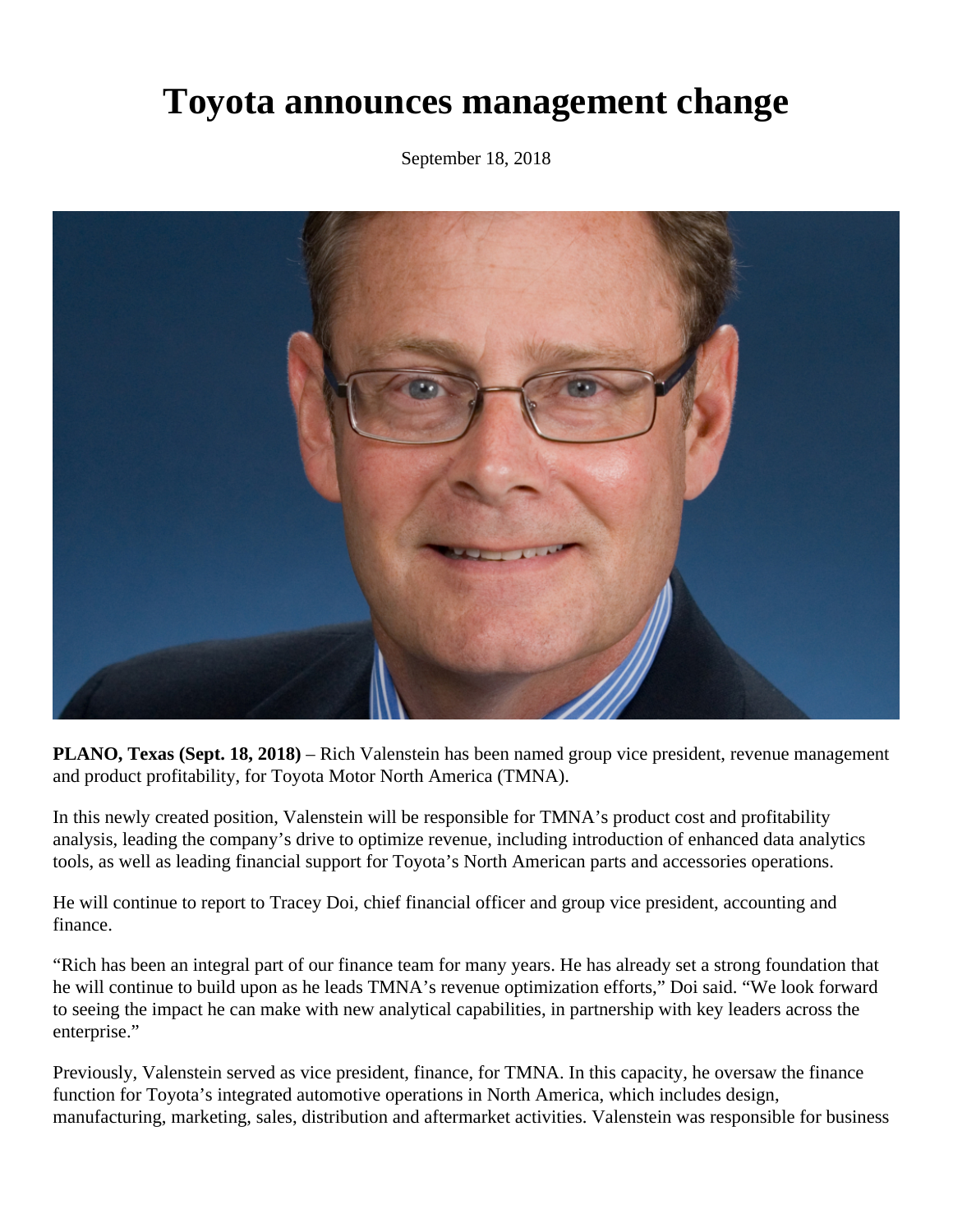# Toyota announces management change

September 18, 2018

**PLANO, Texas (Sept. 18, 2018)** – Rich Valenstein has been named group vice president, revenue management and product profitability, for Toyota Motor North America (TMNA).

In this newly created position, Valenstein will be responsible for TMNA's product cost and profitability analysis, leading the company's drive to optimize revenue, including introduction of enhanced data analytics tools, as well as leading financial support for Toyota's North American parts and accessories operations.

He will continue to report to Tracey Doi, chief financial officer and group vice president, accounting and finance.

"Rich has been an integral part of our finance team for many years. He has already set a strong foundation that he will continue to build upon as he leads TMNA's revenue optimization efforts," Doi said. "We look forward to seeing the impact he can make with new analytical capabilities, in partnership with key leaders across the enterprise."

Previously, Valenstein served as vice president, finance, for TMNA. In this capacity, he oversaw the finance function for Toyota's integrated automotive operations in North America, which includes design, manufacturing, marketing, sales, distribution and aftermarket activities. Valenstein was responsible for business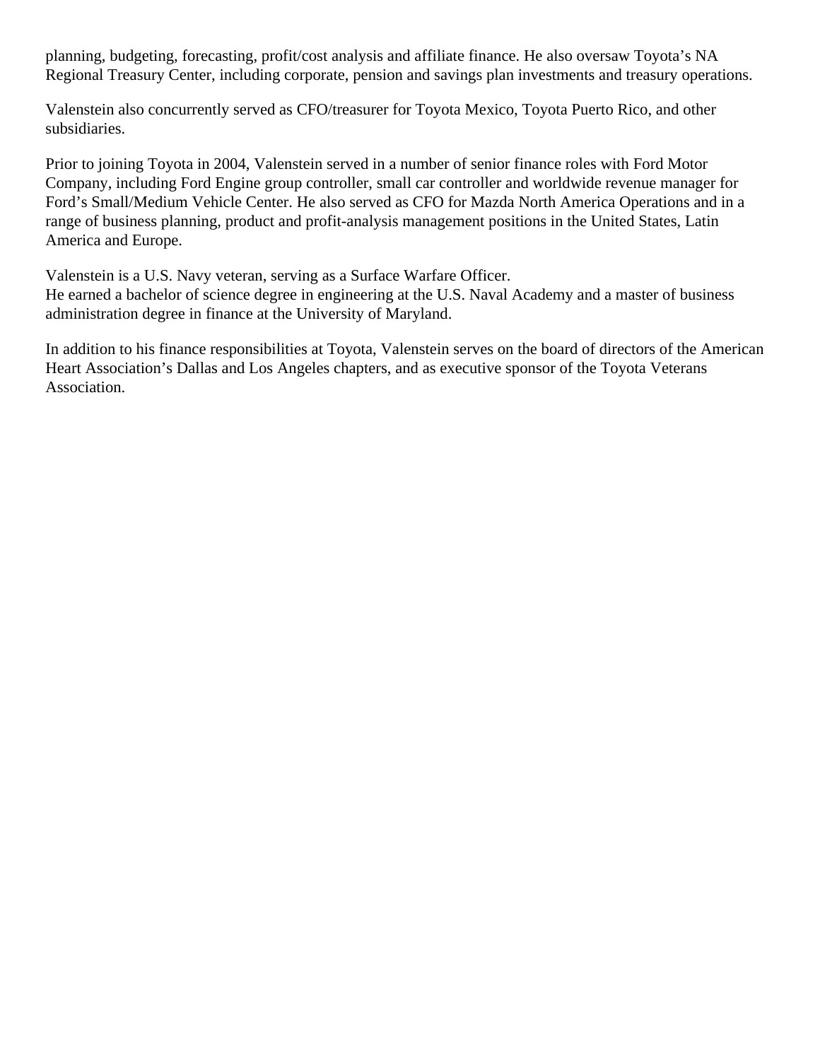planning, budgeting, forecasting, profit/cost analysis and affiliate finance. He also oversaw Toyota's NA Regional Treasury Center, including corporate, pension and savings plan investments and treasury operations.

Valenstein also concurrently served as CFO/treasurer for Toyota Mexico, Toyota Puerto Rico, and other subsidiaries.

Prior to joining Toyota in 2004, Valenstein served in a number of senior finance roles with Ford Motor Company, including Ford Engine group controller, small car controller and worldwide revenue manager for Ford's Small/Medium Vehicle Center. He also served as CFO for Mazda North America Operations and in a range of business planning, product and profit-analysis management positions in the United States, Latin America and Europe.

Valenstein is a U.S. Navy veteran, serving as a Surface Warfare Officer.
He earned a bachelor of science degree in engineering at the U.S. Naval Academy and a master of business administration degree in finance at the University of Maryland.

In addition to his finance responsibilities at Toyota, Valenstein serves on the board of directors of the American Heart Association's Dallas and Los Angeles chapters, and as executive sponsor of the Toyota Veterans Association.